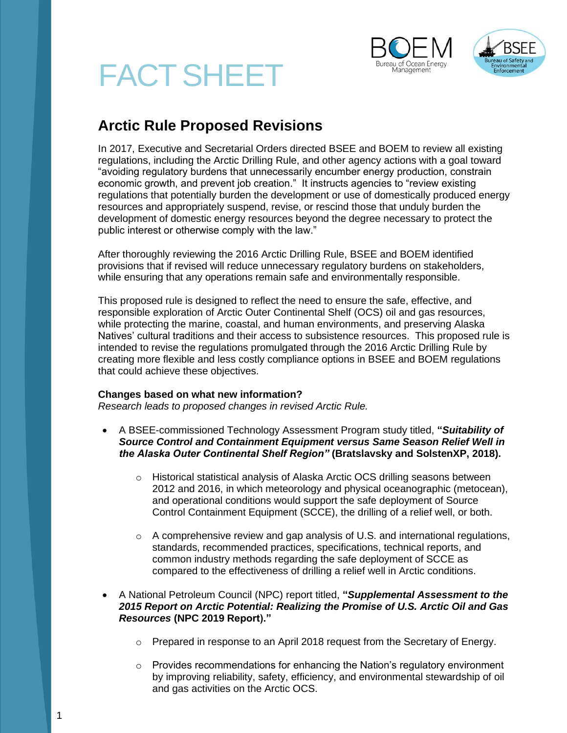# FACT SHEET

## Arctic Rule Proposed Revisions

In 2017, Executive and Secretarial Orders directed BSEE and BOEM to review all existing regulations, including the Arctic Drilling Rule, and other agency actions with a goal toward "avoiding regulatory burdens that unnecessarily encumber energy production, constrain economic growth, and prevent job creation." It instructs agencies to "review existing regulations that potentially burden the development or use of domestically produced energy resources and appropriately suspend, revise, or rescind those that unduly burden the development of domestic energy resources beyond the degree necessary to protect the public interest or otherwise comply with the law."

After thoroughly reviewing the 2016 Arctic Drilling Rule, BSEE and BOEM identified provisions that if revised will reduce unnecessary regulatory burdens on stakeholders, while ensuring that any operations remain safe and environmentally responsible.

This proposed rule is designed to reflect the need to ensure the safe, effective, and responsible exploration of Arctic Outer Continental Shelf (OCS) oil and gas resources, while protecting the marine, coastal, and human environments, and preserving Alaska Natives' cultural traditions and their access to subsistence resources. This proposed rule is intended to revise the regulations promulgated through the 2016 Arctic Drilling Rule by creating more flexible and less costly compliance options in BSEE and BOEM regulations that could achieve these objectives.

**Changes based on what new information?**
*Research leads to proposed changes in revised Arctic Rule.*

- A BSEE-commissioned Technology Assessment Program study titled, **"*Suitability of Source Control and Containment Equipment versus Same Season Relief Well in the Alaska Outer Continental Shelf Region*" (Bratslavsky and SolstenXP, 2018).**
  - Historical statistical analysis of Alaska Arctic OCS drilling seasons between 2012 and 2016, in which meteorology and physical oceanographic (metocean), and operational conditions would support the safe deployment of Source Control Containment Equipment (SCCE), the drilling of a relief well, or both.
  - A comprehensive review and gap analysis of U.S. and international regulations, standards, recommended practices, specifications, technical reports, and common industry methods regarding the safe deployment of SCCE as compared to the effectiveness of drilling a relief well in Arctic conditions.
- A National Petroleum Council (NPC) report titled, **"*Supplemental Assessment to the 2015 Report on Arctic Potential: Realizing the Promise of U.S. Arctic Oil and Gas Resources* (NPC 2019 Report)."**
  - Prepared in response to an April 2018 request from the Secretary of Energy.
  - Provides recommendations for enhancing the Nation's regulatory environment by improving reliability, safety, efficiency, and environmental stewardship of oil and gas activities on the Arctic OCS.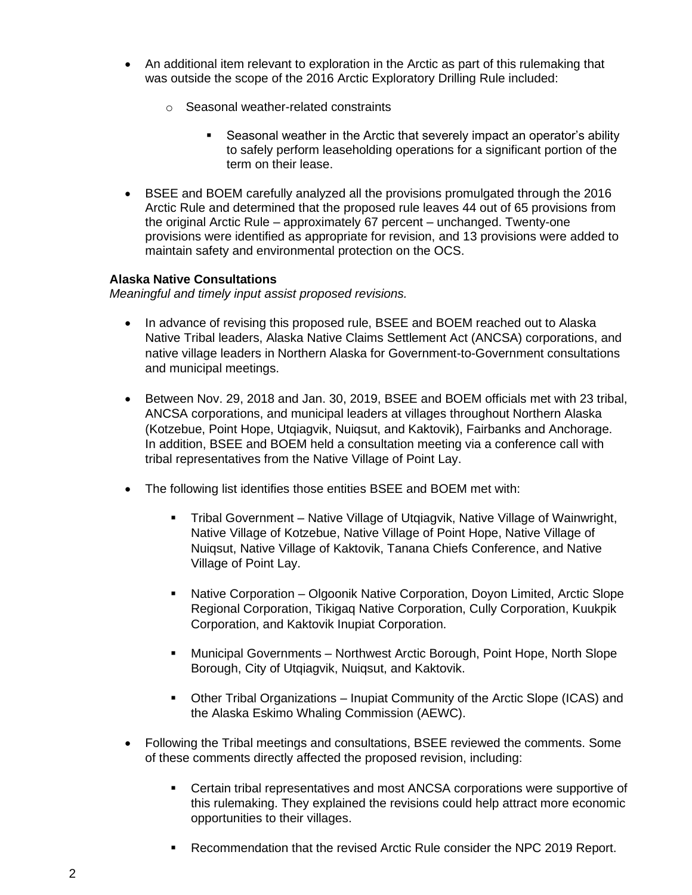- An additional item relevant to exploration in the Arctic as part of this rulemaking that was outside the scope of the 2016 Arctic Exploratory Drilling Rule included:
    - Seasonal weather-related constraints
        - Seasonal weather in the Arctic that severely impact an operator's ability to safely perform leaseholding operations for a significant portion of the term on their lease.

- BSEE and BOEM carefully analyzed all the provisions promulgated through the 2016 Arctic Rule and determined that the proposed rule leaves 44 out of 65 provisions from the original Arctic Rule – approximately 67 percent – unchanged. Twenty-one provisions were identified as appropriate for revision, and 13 provisions were added to maintain safety and environmental protection on the OCS.

**Alaska Native Consultations**

*Meaningful and timely input assist proposed revisions.*

- In advance of revising this proposed rule, BSEE and BOEM reached out to Alaska Native Tribal leaders, Alaska Native Claims Settlement Act (ANCSA) corporations, and native village leaders in Northern Alaska for Government-to-Government consultations and municipal meetings.

- Between Nov. 29, 2018 and Jan. 30, 2019, BSEE and BOEM officials met with 23 tribal, ANCSA corporations, and municipal leaders at villages throughout Northern Alaska (Kotzebue, Point Hope, Utqiagvik, Nuiqsut, and Kaktovik), Fairbanks and Anchorage. In addition, BSEE and BOEM held a consultation meeting via a conference call with tribal representatives from the Native Village of Point Lay.

- The following list identifies those entities BSEE and BOEM met with:
    - Tribal Government – Native Village of Utqiagvik, Native Village of Wainwright, Native Village of Kotzebue, Native Village of Point Hope, Native Village of Nuiqsut, Native Village of Kaktovik, Tanana Chiefs Conference, and Native Village of Point Lay.
    - Native Corporation – Olgoonik Native Corporation, Doyon Limited, Arctic Slope Regional Corporation, Tikigaq Native Corporation, Cully Corporation, Kuukpik Corporation, and Kaktovik Inupiat Corporation.
    - Municipal Governments – Northwest Arctic Borough, Point Hope, North Slope Borough, City of Utqiagvik, Nuiqsut, and Kaktovik.
    - Other Tribal Organizations – Inupiat Community of the Arctic Slope (ICAS) and the Alaska Eskimo Whaling Commission (AEWC).

- Following the Tribal meetings and consultations, BSEE reviewed the comments. Some of these comments directly affected the proposed revision, including:
    - Certain tribal representatives and most ANCSA corporations were supportive of this rulemaking. They explained the revisions could help attract more economic opportunities to their villages.
    - Recommendation that the revised Arctic Rule consider the NPC 2019 Report.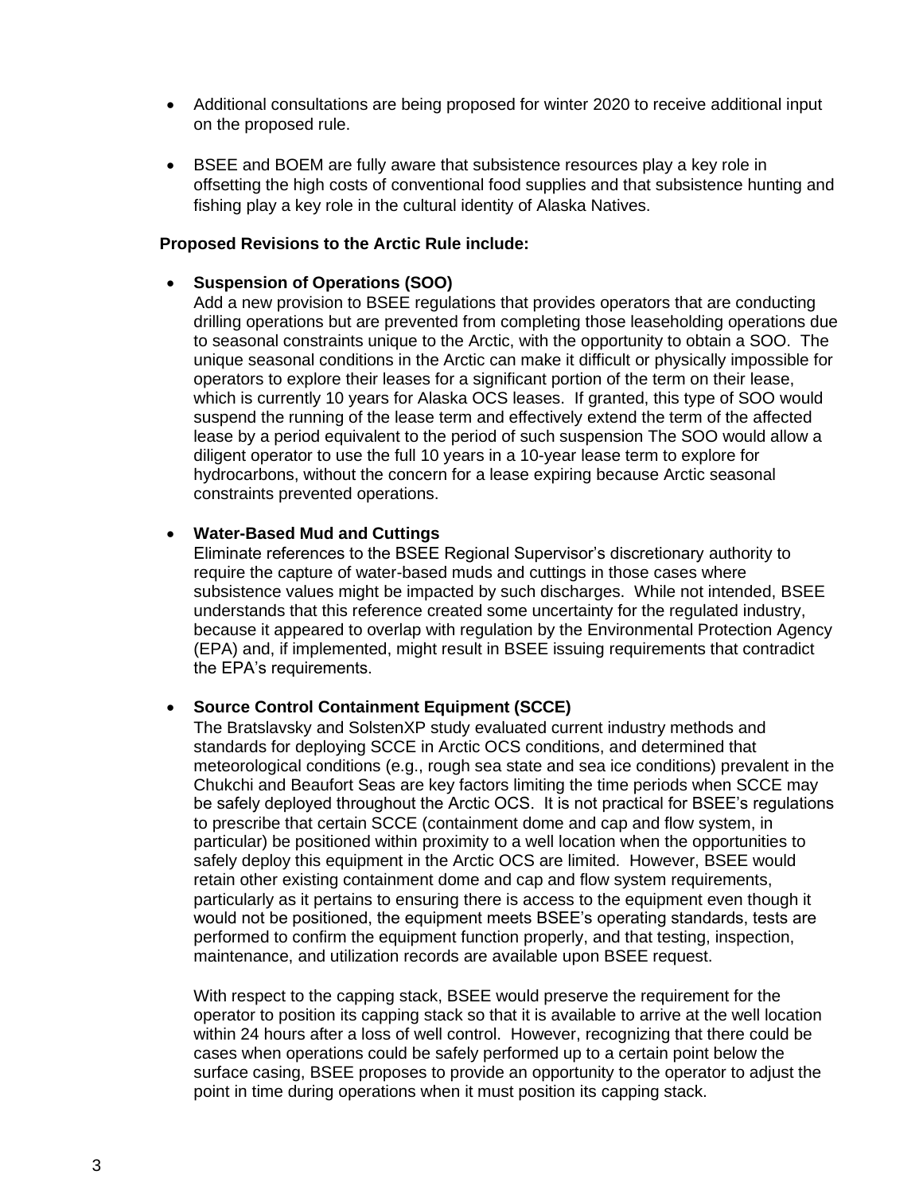- Additional consultations are being proposed for winter 2020 to receive additional input on the proposed rule.

- BSEE and BOEM are fully aware that subsistence resources play a key role in offsetting the high costs of conventional food supplies and that subsistence hunting and fishing play a key role in the cultural identity of Alaska Natives.

**Proposed Revisions to the Arctic Rule include:**

- **Suspension of Operations (SOO)**
  Add a new provision to BSEE regulations that provides operators that are conducting drilling operations but are prevented from completing those leaseholding operations due to seasonal constraints unique to the Arctic, with the opportunity to obtain a SOO. The unique seasonal conditions in the Arctic can make it difficult or physically impossible for operators to explore their leases for a significant portion of the term on their lease, which is currently 10 years for Alaska OCS leases. If granted, this type of SOO would suspend the running of the lease term and effectively extend the term of the affected lease by a period equivalent to the period of such suspension The SOO would allow a diligent operator to use the full 10 years in a 10-year lease term to explore for hydrocarbons, without the concern for a lease expiring because Arctic seasonal constraints prevented operations.

- **Water-Based Mud and Cuttings**
  Eliminate references to the BSEE Regional Supervisor's discretionary authority to require the capture of water-based muds and cuttings in those cases where subsistence values might be impacted by such discharges. While not intended, BSEE understands that this reference created some uncertainty for the regulated industry, because it appeared to overlap with regulation by the Environmental Protection Agency (EPA) and, if implemented, might result in BSEE issuing requirements that contradict the EPA's requirements.

- **Source Control Containment Equipment (SCCE)**
  The Bratslavsky and SolstenXP study evaluated current industry methods and standards for deploying SCCE in Arctic OCS conditions, and determined that meteorological conditions (e.g., rough sea state and sea ice conditions) prevalent in the Chukchi and Beaufort Seas are key factors limiting the time periods when SCCE may be safely deployed throughout the Arctic OCS. It is not practical for BSEE's regulations to prescribe that certain SCCE (containment dome and cap and flow system, in particular) be positioned within proximity to a well location when the opportunities to safely deploy this equipment in the Arctic OCS are limited. However, BSEE would retain other existing containment dome and cap and flow system requirements, particularly as it pertains to ensuring there is access to the equipment even though it would not be positioned, the equipment meets BSEE's operating standards, tests are performed to confirm the equipment function properly, and that testing, inspection, maintenance, and utilization records are available upon BSEE request.

  With respect to the capping stack, BSEE would preserve the requirement for the operator to position its capping stack so that it is available to arrive at the well location within 24 hours after a loss of well control. However, recognizing that there could be cases when operations could be safely performed up to a certain point below the surface casing, BSEE proposes to provide an opportunity to the operator to adjust the point in time during operations when it must position its capping stack.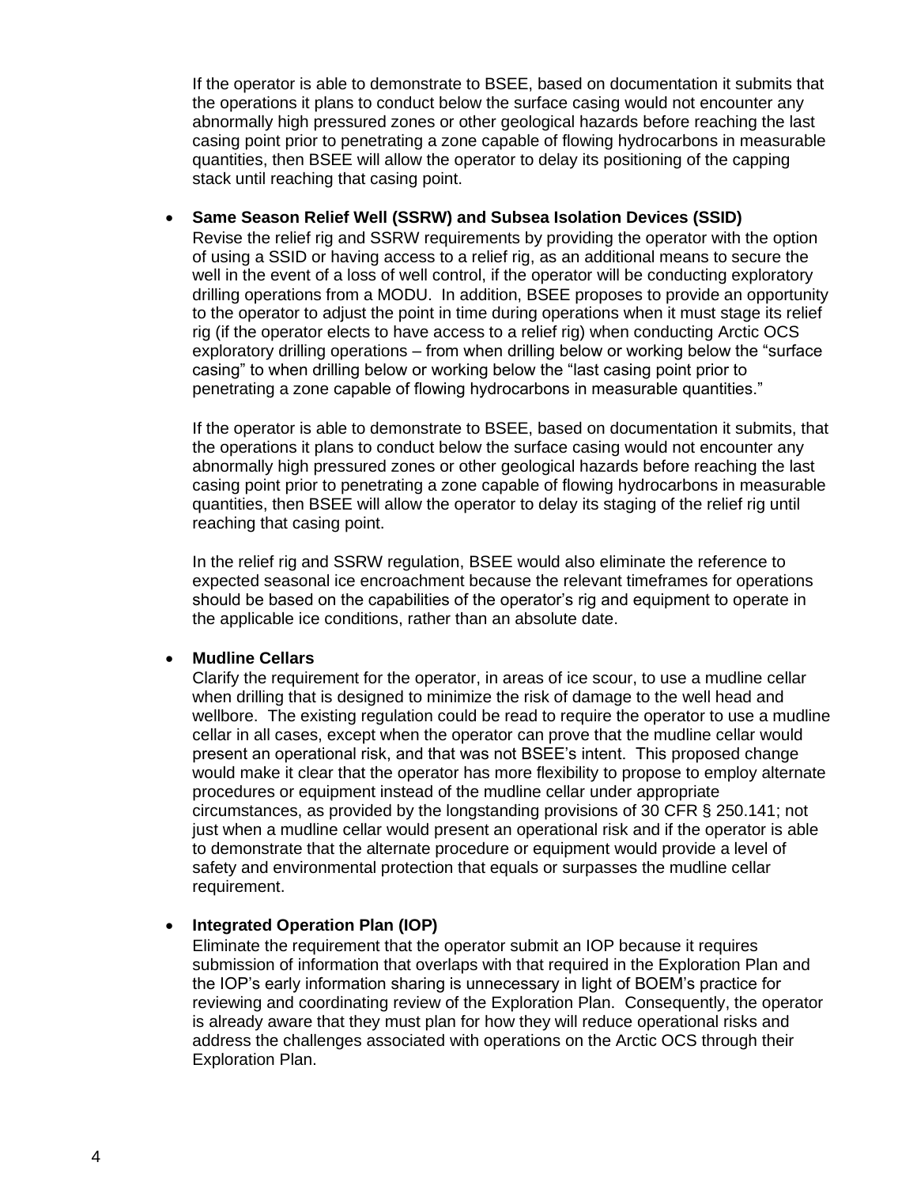If the operator is able to demonstrate to BSEE, based on documentation it submits that the operations it plans to conduct below the surface casing would not encounter any abnormally high pressured zones or other geological hazards before reaching the last casing point prior to penetrating a zone capable of flowing hydrocarbons in measurable quantities, then BSEE will allow the operator to delay its positioning of the capping stack until reaching that casing point.

- **Same Season Relief Well (SSRW) and Subsea Isolation Devices (SSID)**
  Revise the relief rig and SSRW requirements by providing the operator with the option of using a SSID or having access to a relief rig, as an additional means to secure the well in the event of a loss of well control, if the operator will be conducting exploratory drilling operations from a MODU. In addition, BSEE proposes to provide an opportunity to the operator to adjust the point in time during operations when it must stage its relief rig (if the operator elects to have access to a relief rig) when conducting Arctic OCS exploratory drilling operations – from when drilling below or working below the "surface casing" to when drilling below or working below the "last casing point prior to penetrating a zone capable of flowing hydrocarbons in measurable quantities."

  If the operator is able to demonstrate to BSEE, based on documentation it submits, that the operations it plans to conduct below the surface casing would not encounter any abnormally high pressured zones or other geological hazards before reaching the last casing point prior to penetrating a zone capable of flowing hydrocarbons in measurable quantities, then BSEE will allow the operator to delay its staging of the relief rig until reaching that casing point.

  In the relief rig and SSRW regulation, BSEE would also eliminate the reference to expected seasonal ice encroachment because the relevant timeframes for operations should be based on the capabilities of the operator's rig and equipment to operate in the applicable ice conditions, rather than an absolute date.

- **Mudline Cellars**
  Clarify the requirement for the operator, in areas of ice scour, to use a mudline cellar when drilling that is designed to minimize the risk of damage to the well head and wellbore. The existing regulation could be read to require the operator to use a mudline cellar in all cases, except when the operator can prove that the mudline cellar would present an operational risk, and that was not BSEE's intent. This proposed change would make it clear that the operator has more flexibility to propose to employ alternate procedures or equipment instead of the mudline cellar under appropriate circumstances, as provided by the longstanding provisions of 30 CFR § 250.141; not just when a mudline cellar would present an operational risk and if the operator is able to demonstrate that the alternate procedure or equipment would provide a level of safety and environmental protection that equals or surpasses the mudline cellar requirement.

- **Integrated Operation Plan (IOP)**
  Eliminate the requirement that the operator submit an IOP because it requires submission of information that overlaps with that required in the Exploration Plan and the IOP's early information sharing is unnecessary in light of BOEM's practice for reviewing and coordinating review of the Exploration Plan. Consequently, the operator is already aware that they must plan for how they will reduce operational risks and address the challenges associated with operations on the Arctic OCS through their Exploration Plan.